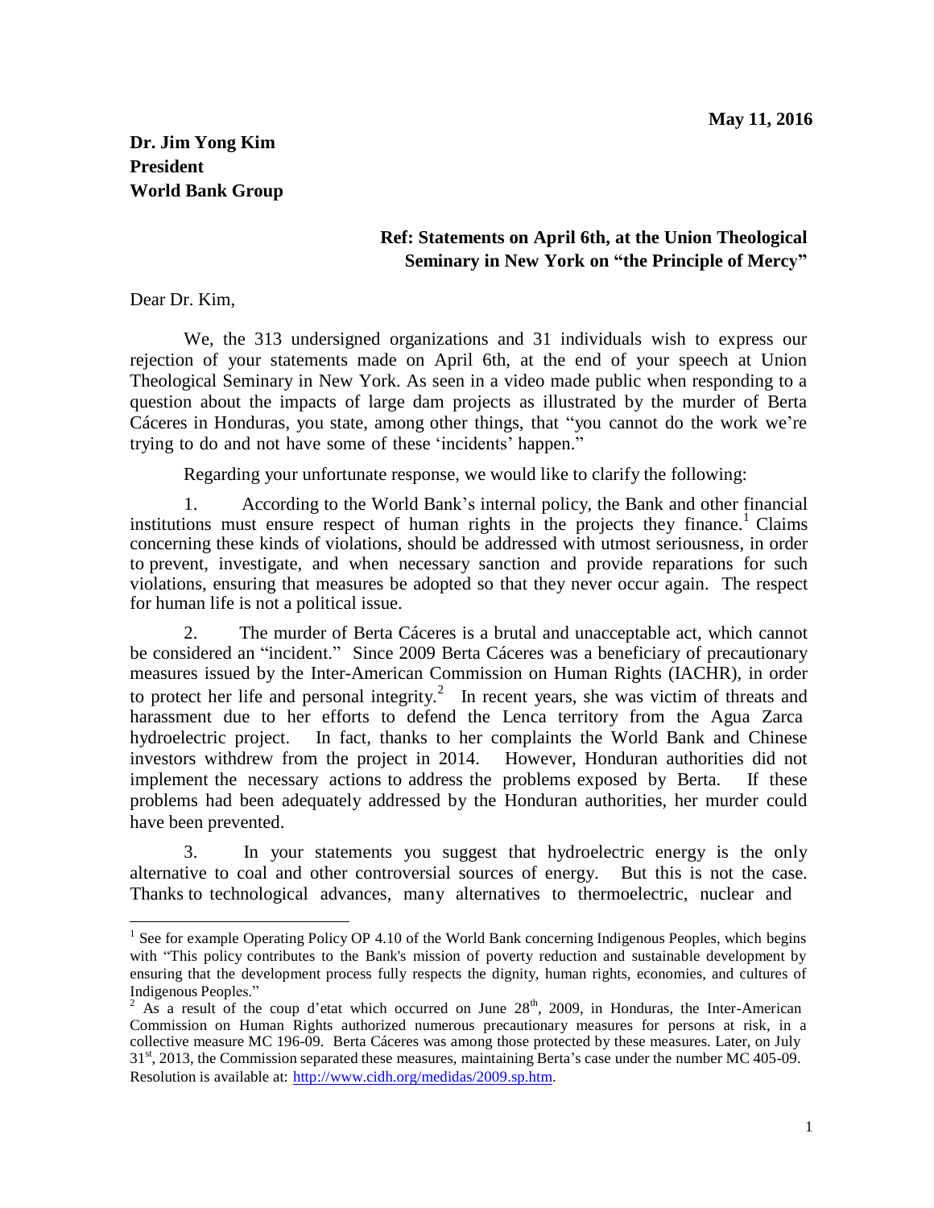**May 11, 2016**

**Dr. Jim Yong Kim**
**President**
**World Bank Group**

**Ref: Statements on April 6th, at the Union Theological Seminary in New York on "the Principle of Mercy"**

Dear Dr. Kim,

We, the 313 undersigned organizations and 31 individuals wish to express our rejection of your statements made on April 6th, at the end of your speech at Union Theological Seminary in New York. As seen in a video made public when responding to a question about the impacts of large dam projects as illustrated by the murder of Berta Cáceres in Honduras, you state, among other things, that "you cannot do the work we're trying to do and not have some of these 'incidents' happen."

Regarding your unfortunate response, we would like to clarify the following:

1. According to the World Bank's internal policy, the Bank and other financial institutions must ensure respect of human rights in the projects they finance.[1] Claims concerning these kinds of violations, should be addressed with utmost seriousness, in order to prevent, investigate, and when necessary sanction and provide reparations for such violations, ensuring that measures be adopted so that they never occur again. The respect for human life is not a political issue.

2. The murder of Berta Cáceres is a brutal and unacceptable act, which cannot be considered an "incident." Since 2009 Berta Cáceres was a beneficiary of precautionary measures issued by the Inter-American Commission on Human Rights (IACHR), in order to protect her life and personal integrity.[2] In recent years, she was victim of threats and harassment due to her efforts to defend the Lenca territory from the Agua Zarca hydroelectric project. In fact, thanks to her complaints the World Bank and Chinese investors withdrew from the project in 2014. However, Honduran authorities did not implement the necessary actions to address the problems exposed by Berta. If these problems had been adequately addressed by the Honduran authorities, her murder could have been prevented.

3. In your statements you suggest that hydroelectric energy is the only alternative to coal and other controversial sources of energy. But this is not the case. Thanks to technological advances, many alternatives to thermoelectric, nuclear and

---

[1] See for example Operating Policy OP 4.10 of the World Bank concerning Indigenous Peoples, which begins with "This policy contributes to the Bank's mission of poverty reduction and sustainable development by ensuring that the development process fully respects the dignity, human rights, economies, and cultures of Indigenous Peoples."

[2] As a result of the coup d'etat which occurred on June 28th, 2009, in Honduras, the Inter-American Commission on Human Rights authorized numerous precautionary measures for persons at risk, in a collective measure MC 196-09. Berta Cáceres was among those protected by these measures. Later, on July 31st, 2013, the Commission separated these measures, maintaining Berta's case under the number MC 405-09. Resolution is available at: http://www.cidh.org/medidas/2009.sp.htm.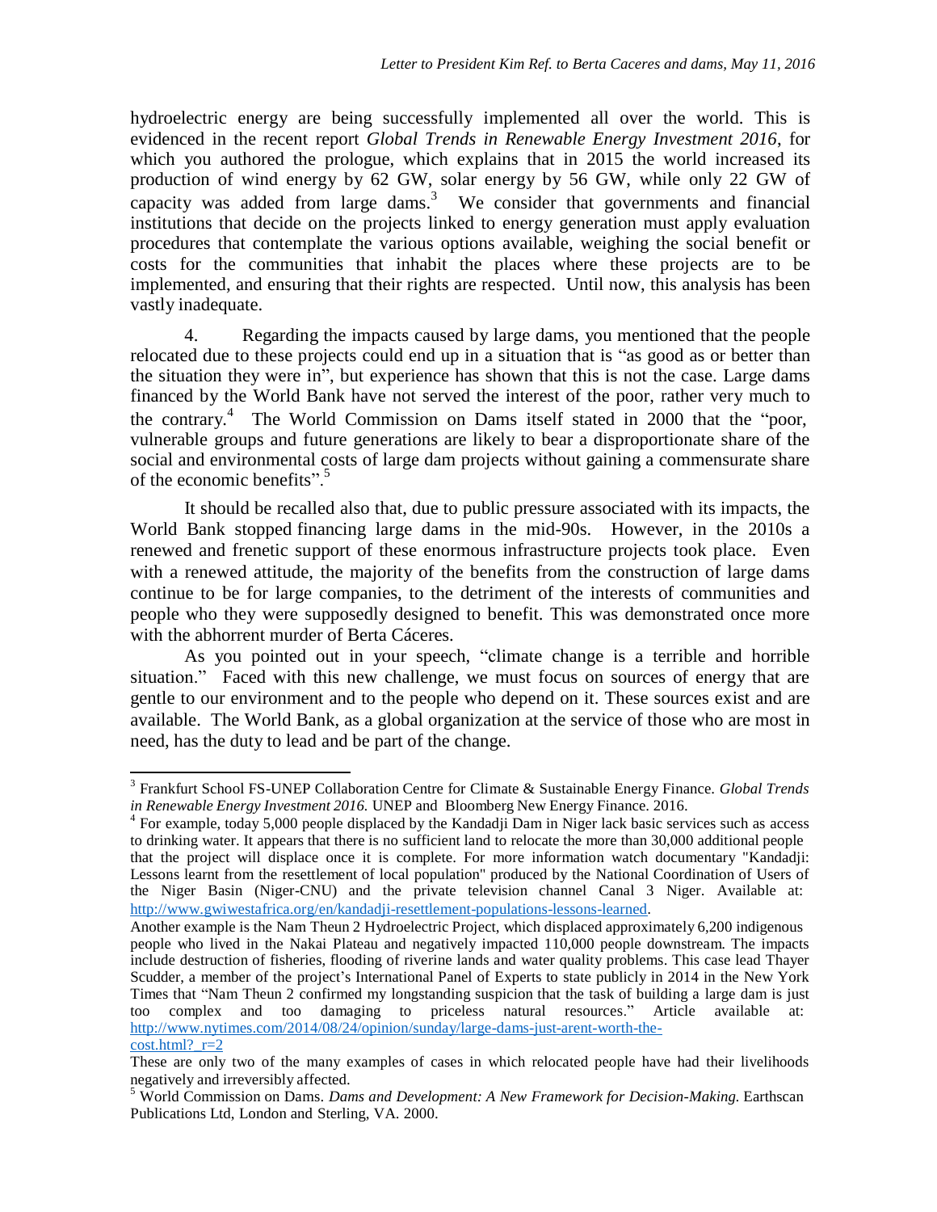hydroelectric energy are being successfully implemented all over the world. This is evidenced in the recent report *Global Trends in Renewable Energy Investment 2016*, for which you authored the prologue, which explains that in 2015 the world increased its production of wind energy by 62 GW, solar energy by 56 GW, while only 22 GW of capacity was added from large dams.[3] We consider that governments and financial institutions that decide on the projects linked to energy generation must apply evaluation procedures that contemplate the various options available, weighing the social benefit or costs for the communities that inhabit the places where these projects are to be implemented, and ensuring that their rights are respected. Until now, this analysis has been vastly inadequate.

4. Regarding the impacts caused by large dams, you mentioned that the people relocated due to these projects could end up in a situation that is "as good as or better than the situation they were in", but experience has shown that this is not the case. Large dams financed by the World Bank have not served the interest of the poor, rather very much to the contrary.[4] The World Commission on Dams itself stated in 2000 that the "poor, vulnerable groups and future generations are likely to bear a disproportionate share of the social and environmental costs of large dam projects without gaining a commensurate share of the economic benefits".[5]

It should be recalled also that, due to public pressure associated with its impacts, the World Bank stopped financing large dams in the mid-90s. However, in the 2010s a renewed and frenetic support of these enormous infrastructure projects took place. Even with a renewed attitude, the majority of the benefits from the construction of large dams continue to be for large companies, to the detriment of the interests of communities and people who they were supposedly designed to benefit. This was demonstrated once more with the abhorrent murder of Berta Cáceres.

As you pointed out in your speech, "climate change is a terrible and horrible situation." Faced with this new challenge, we must focus on sources of energy that are gentle to our environment and to the people who depend on it. These sources exist and are available. The World Bank, as a global organization at the service of those who are most in need, has the duty to lead and be part of the change.

---

[3] Frankfurt School FS-UNEP Collaboration Centre for Climate & Sustainable Energy Finance. *Global Trends in Renewable Energy Investment 2016.* UNEP and Bloomberg New Energy Finance. 2016.

[4] For example, today 5,000 people displaced by the Kandadji Dam in Niger lack basic services such as access to drinking water. It appears that there is no sufficient land to relocate the more than 30,000 additional people that the project will displace once it is complete. For more information watch documentary "Kandadji: Lessons learnt from the resettlement of local population" produced by the National Coordination of Users of the Niger Basin (Niger-CNU) and the private television channel Canal 3 Niger. Available at: http://www.gwiwestafrica.org/en/kandadji-resettlement-populations-lessons-learned.

Another example is the Nam Theun 2 Hydroelectric Project, which displaced approximately 6,200 indigenous people who lived in the Nakai Plateau and negatively impacted 110,000 people downstream. The impacts include destruction of fisheries, flooding of riverine lands and water quality problems. This case lead Thayer Scudder, a member of the project's International Panel of Experts to state publicly in 2014 in the New York Times that "Nam Theun 2 confirmed my longstanding suspicion that the task of building a large dam is just too complex and too damaging to priceless natural resources." Article available at: http://www.nytimes.com/2014/08/24/opinion/sunday/large-dams-just-arent-worth-the-cost.html?_r=2

These are only two of the many examples of cases in which relocated people have had their livelihoods negatively and irreversibly affected.

[5] World Commission on Dams. *Dams and Development: A New Framework for Decision-Making.* Earthscan Publications Ltd, London and Sterling, VA. 2000.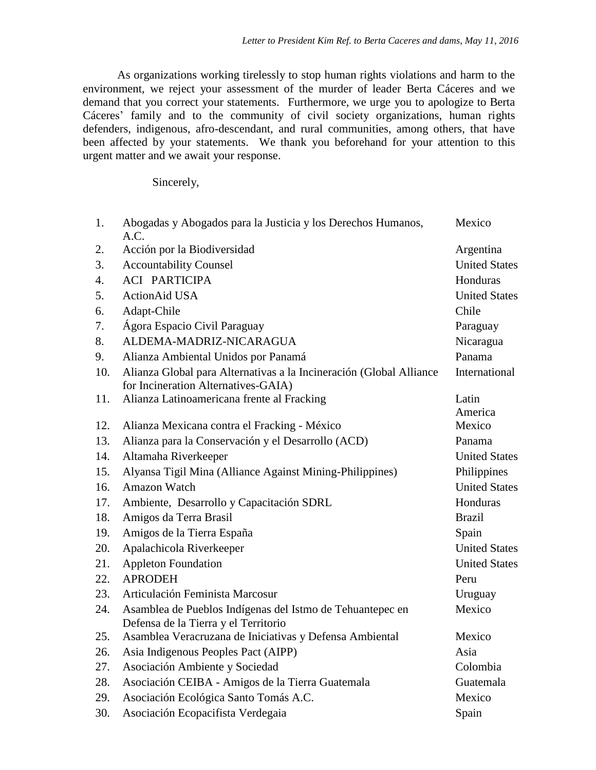As organizations working tirelessly to stop human rights violations and harm to the environment, we reject your assessment of the murder of leader Berta Cáceres and we demand that you correct your statements. Furthermore, we urge you to apologize to Berta Cáceres' family and to the community of civil society organizations, human rights defenders, indigenous, afro-descendant, and rural communities, among others, that have been affected by your statements. We thank you beforehand for your attention to this urgent matter and we await your response.

Sincerely,

| | | |
|---|---|---|
| 1. | Abogadas y Abogados para la Justicia y los Derechos Humanos, A.C. | Mexico |
| 2. | Acción por la Biodiversidad | Argentina |
| 3. | Accountability Counsel | United States |
| 4. | ACI PARTICIPA | Honduras |
| 5. | ActionAid USA | United States |
| 6. | Adapt-Chile | Chile |
| 7. | Ágora Espacio Civil Paraguay | Paraguay |
| 8. | ALDEMA-MADRIZ-NICARAGUA | Nicaragua |
| 9. | Alianza Ambiental Unidos por Panamá | Panama |
| 10. | Alianza Global para Alternativas a la Incineración (Global Alliance for Incineration Alternatives-GAIA) | International |
| 11. | Alianza Latinoamericana frente al Fracking | Latin America |
| 12. | Alianza Mexicana contra el Fracking - México | Mexico |
| 13. | Alianza para la Conservación y el Desarrollo (ACD) | Panama |
| 14. | Altamaha Riverkeeper | United States |
| 15. | Alyansa Tigil Mina (Alliance Against Mining-Philippines) | Philippines |
| 16. | Amazon Watch | United States |
| 17. | Ambiente, Desarrollo y Capacitación SDRL | Honduras |
| 18. | Amigos da Terra Brasil | Brazil |
| 19. | Amigos de la Tierra España | Spain |
| 20. | Apalachicola Riverkeeper | United States |
| 21. | Appleton Foundation | United States |
| 22. | APRODEH | Peru |
| 23. | Articulación Feminista Marcosur | Uruguay |
| 24. | Asamblea de Pueblos Indígenas del Istmo de Tehuantepec en Defensa de la Tierra y el Territorio | Mexico |
| 25. | Asamblea Veracruzana de Iniciativas y Defensa Ambiental | Mexico |
| 26. | Asia Indigenous Peoples Pact (AIPP) | Asia |
| 27. | Asociación Ambiente y Sociedad | Colombia |
| 28. | Asociación CEIBA - Amigos de la Tierra Guatemala | Guatemala |
| 29. | Asociación Ecológica Santo Tomás A.C. | Mexico |
| 30. | Asociación Ecopacifista Verdegaia | Spain |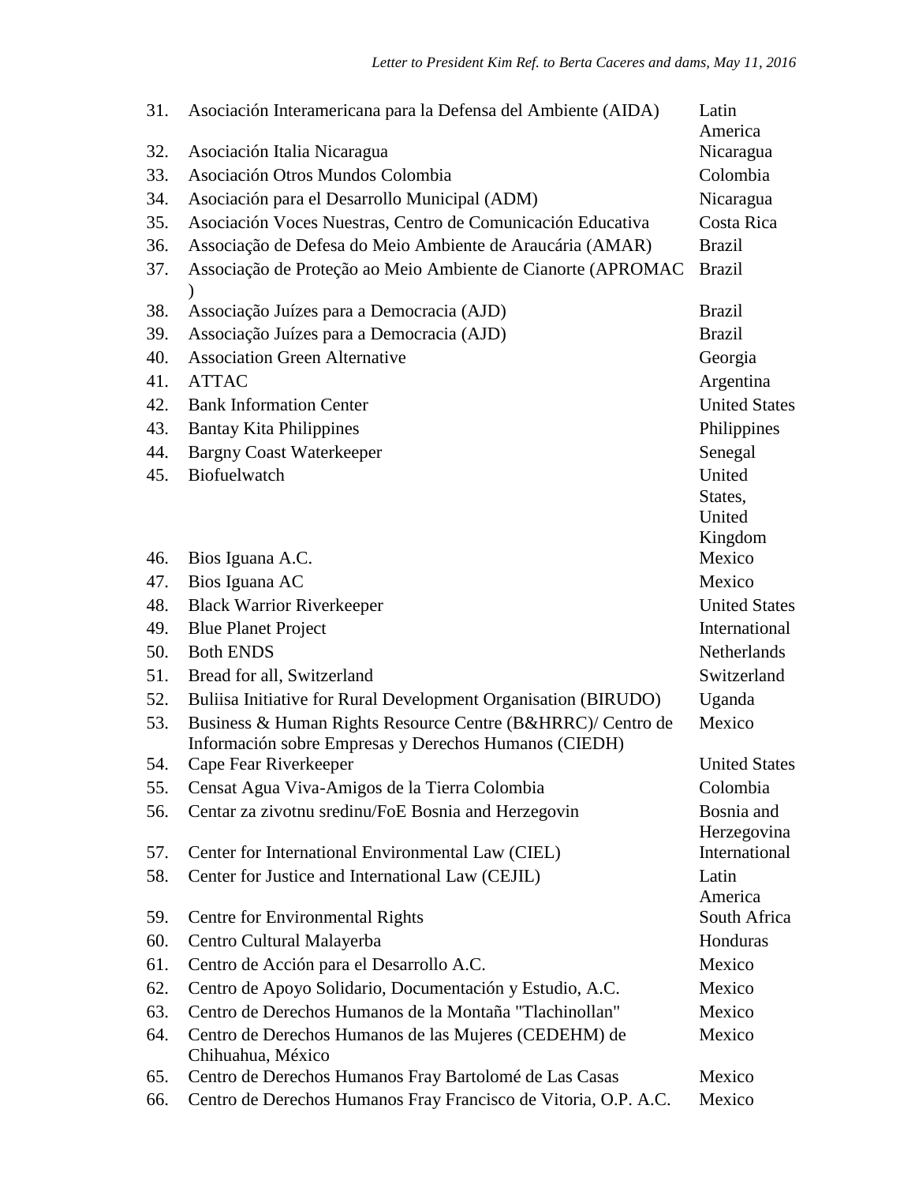| No. | Organization | Country |
|---|---|---|
| 31. | Asociación Interamericana para la Defensa del Ambiente (AIDA) | Latin America |
| 32. | Asociación Italia Nicaragua | Nicaragua |
| 33. | Asociación Otros Mundos Colombia | Colombia |
| 34. | Asociación para el Desarrollo Municipal (ADM) | Nicaragua |
| 35. | Asociación Voces Nuestras, Centro de Comunicación Educativa | Costa Rica |
| 36. | Associação de Defesa do Meio Ambiente de Araucária (AMAR) | Brazil |
| 37. | Associação de Proteção ao Meio Ambiente de Cianorte (APROMAC ) | Brazil |
| 38. | Associação Juízes para a Democracia (AJD) | Brazil |
| 39. | Associação Juízes para a Democracia (AJD) | Brazil |
| 40. | Association Green Alternative | Georgia |
| 41. | ATTAC | Argentina |
| 42. | Bank Information Center | United States |
| 43. | Bantay Kita Philippines | Philippines |
| 44. | Bargny Coast Waterkeeper | Senegal |
| 45. | Biofuelwatch | United States, United Kingdom |
| 46. | Bios Iguana A.C. | Mexico |
| 47. | Bios Iguana AC | Mexico |
| 48. | Black Warrior Riverkeeper | United States |
| 49. | Blue Planet Project | International |
| 50. | Both ENDS | Netherlands |
| 51. | Bread for all, Switzerland | Switzerland |
| 52. | Buliisa Initiative for Rural Development Organisation (BIRUDO) | Uganda |
| 53. | Business & Human Rights Resource Centre (B&HRRC)/ Centro de Información sobre Empresas y Derechos Humanos (CIEDH) | Mexico |
| 54. | Cape Fear Riverkeeper | United States |
| 55. | Censat Agua Viva-Amigos de la Tierra Colombia | Colombia |
| 56. | Centar za zivotnu sredinu/FoE Bosnia and Herzegovin | Bosnia and Herzegovina |
| 57. | Center for International Environmental Law (CIEL) | International |
| 58. | Center for Justice and International Law (CEJIL) | Latin America |
| 59. | Centre for Environmental Rights | South Africa |
| 60. | Centro Cultural Malayerba | Honduras |
| 61. | Centro de Acción para el Desarrollo A.C. | Mexico |
| 62. | Centro de Apoyo Solidario, Documentación y Estudio, A.C. | Mexico |
| 63. | Centro de Derechos Humanos de la Montaña "Tlachinollan" | Mexico |
| 64. | Centro de Derechos Humanos de las Mujeres (CEDEHM) de Chihuahua, México | Mexico |
| 65. | Centro de Derechos Humanos Fray Bartolomé de Las Casas | Mexico |
| 66. | Centro de Derechos Humanos Fray Francisco de Vitoria, O.P. A.C. | Mexico |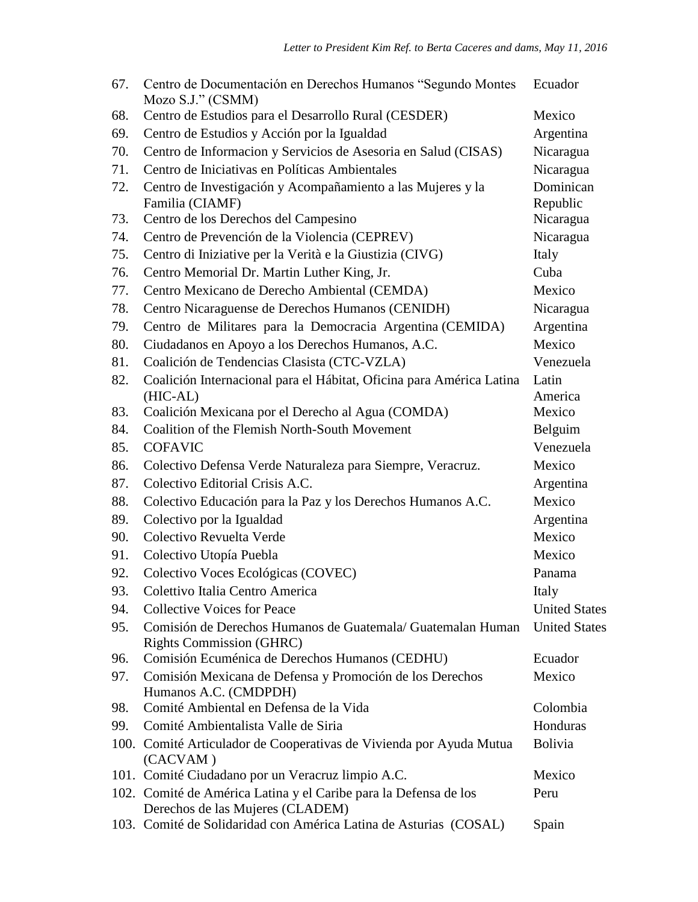| | | |
|---|---|---|
| 67. | Centro de Documentación en Derechos Humanos "Segundo Montes Mozo S.J." (CSMM) | Ecuador |
| 68. | Centro de Estudios para el Desarrollo Rural (CESDER) | Mexico |
| 69. | Centro de Estudios y Acción por la Igualdad | Argentina |
| 70. | Centro de Informacion y Servicios de Asesoria en Salud (CISAS) | Nicaragua |
| 71. | Centro de Iniciativas en Políticas Ambientales | Nicaragua |
| 72. | Centro de Investigación y Acompañamiento a las Mujeres y la Familia (CIAMF) | Dominican Republic |
| 73. | Centro de los Derechos del Campesino | Nicaragua |
| 74. | Centro de Prevención de la Violencia (CEPREV) | Nicaragua |
| 75. | Centro di Iniziative per la Verità e la Giustizia (CIVG) | Italy |
| 76. | Centro Memorial Dr. Martin Luther King, Jr. | Cuba |
| 77. | Centro Mexicano de Derecho Ambiental (CEMDA) | Mexico |
| 78. | Centro Nicaraguense de Derechos Humanos (CENIDH) | Nicaragua |
| 79. | Centro de Militares para la Democracia Argentina (CEMIDA) | Argentina |
| 80. | Ciudadanos en Apoyo a los Derechos Humanos, A.C. | Mexico |
| 81. | Coalición de Tendencias Clasista (CTC-VZLA) | Venezuela |
| 82. | Coalición Internacional para el Hábitat, Oficina para América Latina (HIC-AL) | Latin America |
| 83. | Coalición Mexicana por el Derecho al Agua (COMDA) | Mexico |
| 84. | Coalition of the Flemish North-South Movement | Belguim |
| 85. | COFAVIC | Venezuela |
| 86. | Colectivo Defensa Verde Naturaleza para Siempre, Veracruz. | Mexico |
| 87. | Colectivo Editorial Crisis A.C. | Argentina |
| 88. | Colectivo Educación para la Paz y los Derechos Humanos A.C. | Mexico |
| 89. | Colectivo por la Igualdad | Argentina |
| 90. | Colectivo Revuelta Verde | Mexico |
| 91. | Colectivo Utopía Puebla | Mexico |
| 92. | Colectivo Voces Ecológicas (COVEC) | Panama |
| 93. | Colettivo Italia Centro America | Italy |
| 94. | Collective Voices for Peace | United States |
| 95. | Comisión de Derechos Humanos de Guatemala/ Guatemalan Human Rights Commission (GHRC) | United States |
| 96. | Comisión Ecuménica de Derechos Humanos (CEDHU) | Ecuador |
| 97. | Comisión Mexicana de Defensa y Promoción de los Derechos Humanos A.C. (CMDPDH) | Mexico |
| 98. | Comité Ambiental en Defensa de la Vida | Colombia |
| 99. | Comité Ambientalista Valle de Siria | Honduras |
| 100. | Comité Articulador de Cooperativas de Vivienda por Ayuda Mutua (CACVAM ) | Bolivia |
| 101. | Comité Ciudadano por un Veracruz limpio A.C. | Mexico |
| 102. | Comité de América Latina y el Caribe para la Defensa de los Derechos de las Mujeres (CLADEM) | Peru |
| 103. | Comité de Solidaridad con América Latina de Asturias (COSAL) | Spain |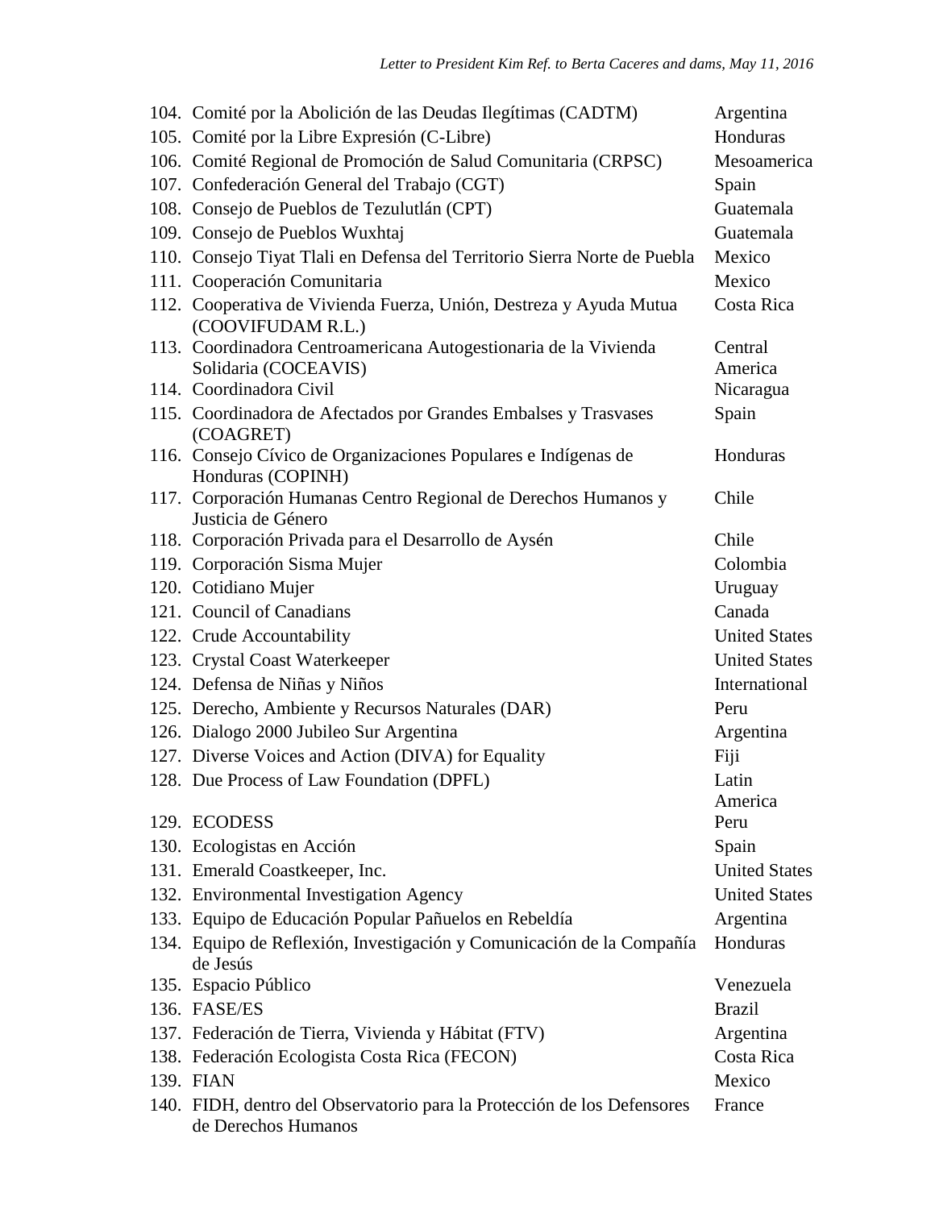| No. | Organization | Country |
|---|---|---|
| 104. | Comité por la Abolición de las Deudas Ilegítimas (CADTM) | Argentina |
| 105. | Comité por la Libre Expresión (C-Libre) | Honduras |
| 106. | Comité Regional de Promoción de Salud Comunitaria (CRPSC) | Mesoamerica |
| 107. | Confederación General del Trabajo (CGT) | Spain |
| 108. | Consejo de Pueblos de Tezulutlán (CPT) | Guatemala |
| 109. | Consejo de Pueblos Wuxhtaj | Guatemala |
| 110. | Consejo Tiyat Tlali en Defensa del Territorio Sierra Norte de Puebla | Mexico |
| 111. | Cooperación Comunitaria | Mexico |
| 112. | Cooperativa de Vivienda Fuerza, Unión, Destreza y Ayuda Mutua (COOVIFUDAM R.L.) | Costa Rica |
| 113. | Coordinadora Centroamericana Autogestionaria de la Vivienda Solidaria (COCEAVIS) | Central America |
| 114. | Coordinadora Civil | Nicaragua |
| 115. | Coordinadora de Afectados por Grandes Embalses y Trasvases (COAGRET) | Spain |
| 116. | Consejo Cívico de Organizaciones Populares e Indígenas de Honduras (COPINH) | Honduras |
| 117. | Corporación Humanas Centro Regional de Derechos Humanos y Justicia de Género | Chile |
| 118. | Corporación Privada para el Desarrollo de Aysén | Chile |
| 119. | Corporación Sisma Mujer | Colombia |
| 120. | Cotidiano Mujer | Uruguay |
| 121. | Council of Canadians | Canada |
| 122. | Crude Accountability | United States |
| 123. | Crystal Coast Waterkeeper | United States |
| 124. | Defensa de Niñas y Niños | International |
| 125. | Derecho, Ambiente y Recursos Naturales (DAR) | Peru |
| 126. | Dialogo 2000 Jubileo Sur Argentina | Argentina |
| 127. | Diverse Voices and Action (DIVA) for Equality | Fiji |
| 128. | Due Process of Law Foundation (DPFL) | Latin America |
| 129. | ECODESS | Peru |
| 130. | Ecologistas en Acción | Spain |
| 131. | Emerald Coastkeeper, Inc. | United States |
| 132. | Environmental Investigation Agency | United States |
| 133. | Equipo de Educación Popular Pañuelos en Rebeldía | Argentina |
| 134. | Equipo de Reflexión, Investigación y Comunicación de la Compañía de Jesús | Honduras |
| 135. | Espacio Público | Venezuela |
| 136. | FASE/ES | Brazil |
| 137. | Federación de Tierra, Vivienda y Hábitat (FTV) | Argentina |
| 138. | Federación Ecologista Costa Rica (FECON) | Costa Rica |
| 139. | FIAN | Mexico |
| 140. | FIDH, dentro del Observatorio para la Protección de los Defensores de Derechos Humanos | France |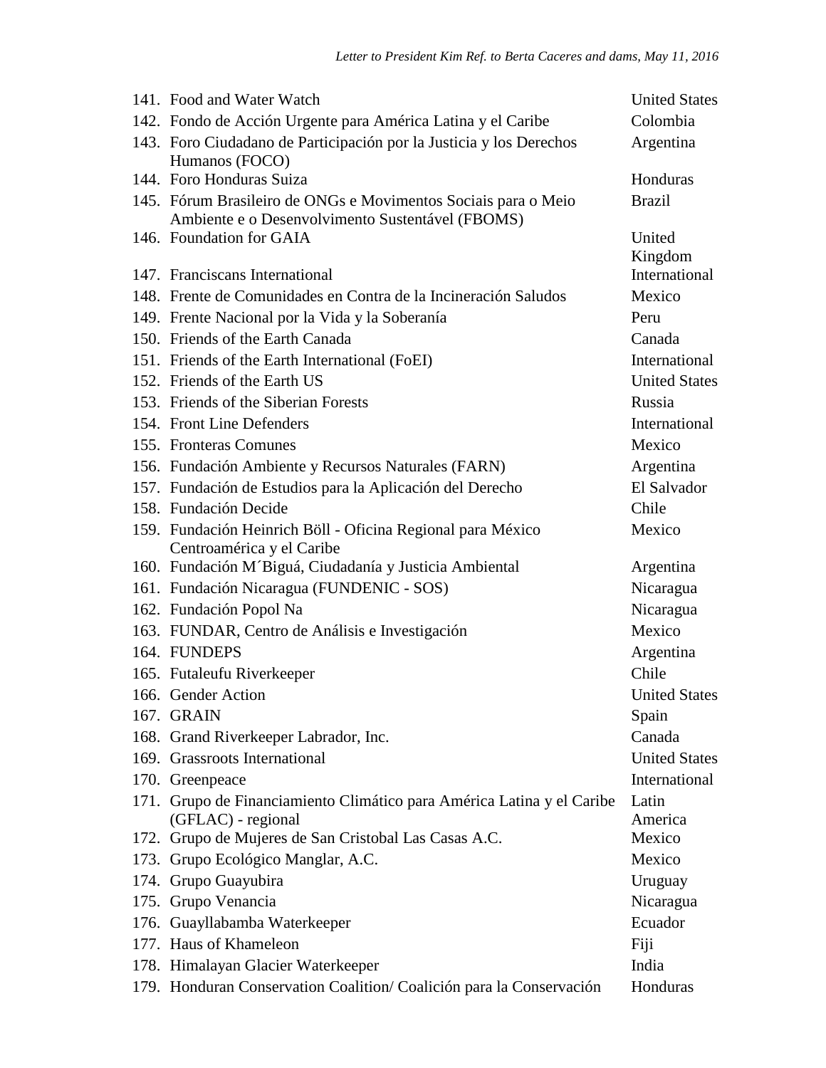| No. | Organization | Country |
|---|---|---|
| 141. | Food and Water Watch | United States |
| 142. | Fondo de Acción Urgente para América Latina y el Caribe | Colombia |
| 143. | Foro Ciudadano de Participación por la Justicia y los Derechos Humanos (FOCO) | Argentina |
| 144. | Foro Honduras Suiza | Honduras |
| 145. | Fórum Brasileiro de ONGs e Movimentos Sociais para o Meio Ambiente e o Desenvolvimento Sustentável (FBOMS) | Brazil |
| 146. | Foundation for GAIA | United Kingdom |
| 147. | Franciscans International | International |
| 148. | Frente de Comunidades en Contra de la Incineración Saludos | Mexico |
| 149. | Frente Nacional por la Vida y la Soberanía | Peru |
| 150. | Friends of the Earth Canada | Canada |
| 151. | Friends of the Earth International (FoEI) | International |
| 152. | Friends of the Earth US | United States |
| 153. | Friends of the Siberian Forests | Russia |
| 154. | Front Line Defenders | International |
| 155. | Fronteras Comunes | Mexico |
| 156. | Fundación Ambiente y Recursos Naturales (FARN) | Argentina |
| 157. | Fundación de Estudios para la Aplicación del Derecho | El Salvador |
| 158. | Fundación Decide | Chile |
| 159. | Fundación Heinrich Böll - Oficina Regional para México Centroamérica y el Caribe | Mexico |
| 160. | Fundación M´Biguá, Ciudadanía y Justicia Ambiental | Argentina |
| 161. | Fundación Nicaragua (FUNDENIC - SOS) | Nicaragua |
| 162. | Fundación Popol Na | Nicaragua |
| 163. | FUNDAR, Centro de Análisis e Investigación | Mexico |
| 164. | FUNDEPS | Argentina |
| 165. | Futaleufu Riverkeeper | Chile |
| 166. | Gender Action | United States |
| 167. | GRAIN | Spain |
| 168. | Grand Riverkeeper Labrador, Inc. | Canada |
| 169. | Grassroots International | United States |
| 170. | Greenpeace | International |
| 171. | Grupo de Financiamiento Climático para América Latina y el Caribe (GFLAC) - regional | Latin America |
| 172. | Grupo de Mujeres de San Cristobal Las Casas A.C. | Mexico |
| 173. | Grupo Ecológico Manglar, A.C. | Mexico |
| 174. | Grupo Guayubira | Uruguay |
| 175. | Grupo Venancia | Nicaragua |
| 176. | Guayllabamba Waterkeeper | Ecuador |
| 177. | Haus of Khameleon | Fiji |
| 178. | Himalayan Glacier Waterkeeper | India |
| 179. | Honduran Conservation Coalition/ Coalición para la Conservación | Honduras |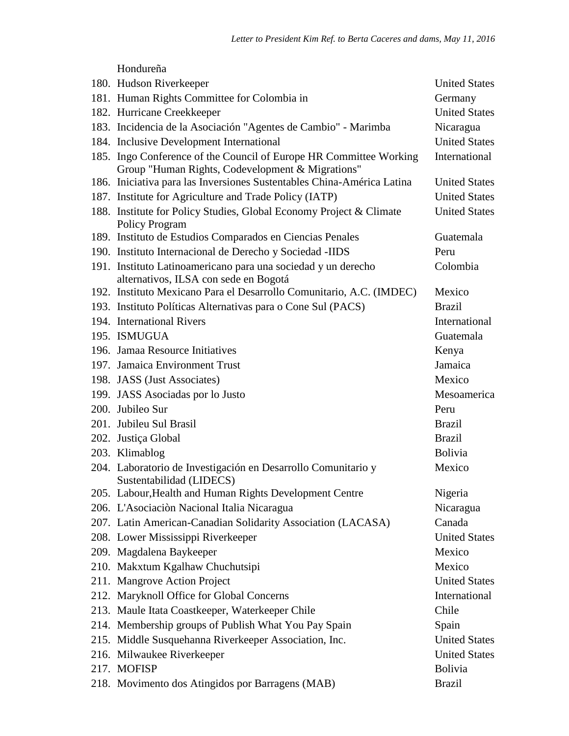Hondureña

| | | |
|---|---|---|
| 180. | Hudson Riverkeeper | United States |
| 181. | Human Rights Committee for Colombia in | Germany |
| 182. | Hurricane Creekkeeper | United States |
| 183. | Incidencia de la Asociación "Agentes de Cambio" - Marimba | Nicaragua |
| 184. | Inclusive Development International | United States |
| 185. | Ingo Conference of the Council of Europe HR Committee Working Group "Human Rights, Codevelopment & Migrations" | International |
| 186. | Iniciativa para las Inversiones Sustentables China-América Latina | United States |
| 187. | Institute for Agriculture and Trade Policy (IATP) | United States |
| 188. | Institute for Policy Studies, Global Economy Project & Climate Policy Program | United States |
| 189. | Instituto de Estudios Comparados en Ciencias Penales | Guatemala |
| 190. | Instituto Internacional de Derecho y Sociedad -IIDS | Peru |
| 191. | Instituto Latinoamericano para una sociedad y un derecho alternativos, ILSA con sede en Bogotá | Colombia |
| 192. | Instituto Mexicano Para el Desarrollo Comunitario, A.C. (IMDEC) | Mexico |
| 193. | Instituto Políticas Alternativas para o Cone Sul (PACS) | Brazil |
| 194. | International Rivers | International |
| 195. | ISMUGUA | Guatemala |
| 196. | Jamaa Resource Initiatives | Kenya |
| 197. | Jamaica Environment Trust | Jamaica |
| 198. | JASS (Just Associates) | Mexico |
| 199. | JASS Asociadas por lo Justo | Mesoamerica |
| 200. | Jubileo Sur | Peru |
| 201. | Jubileu Sul Brasil | Brazil |
| 202. | Justiça Global | Brazil |
| 203. | Klimablog | Bolivia |
| 204. | Laboratorio de Investigación en Desarrollo Comunitario y Sustentabilidad (LIDECS) | Mexico |
| 205. | Labour,Health and Human Rights Development Centre | Nigeria |
| 206. | L'Asociaciòn Nacional Italia Nicaragua | Nicaragua |
| 207. | Latin American-Canadian Solidarity Association (LACASA) | Canada |
| 208. | Lower Mississippi Riverkeeper | United States |
| 209. | Magdalena Baykeeper | Mexico |
| 210. | Makxtum Kgalhaw Chuchutsipi | Mexico |
| 211. | Mangrove Action Project | United States |
| 212. | Maryknoll Office for Global Concerns | International |
| 213. | Maule Itata Coastkeeper, Waterkeeper Chile | Chile |
| 214. | Membership groups of Publish What You Pay Spain | Spain |
| 215. | Middle Susquehanna Riverkeeper Association, Inc. | United States |
| 216. | Milwaukee Riverkeeper | United States |
| 217. | MOFISP | Bolivia |
| 218. | Movimento dos Atingidos por Barragens (MAB) | Brazil |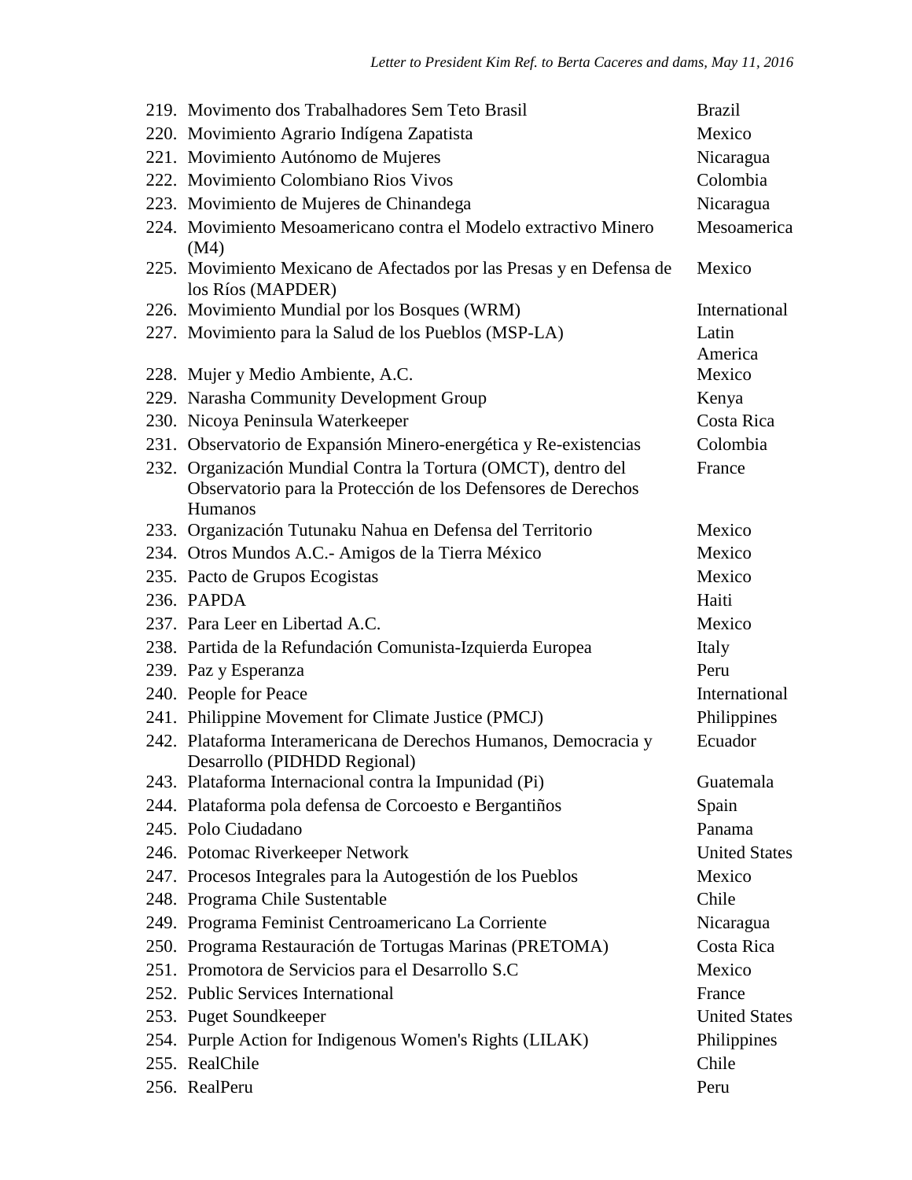| No. | Organization | Country |
|---|---|---|
| 219. | Movimento dos Trabalhadores Sem Teto Brasil | Brazil |
| 220. | Movimiento Agrario Indígena Zapatista | Mexico |
| 221. | Movimiento Autónomo de Mujeres | Nicaragua |
| 222. | Movimiento Colombiano Rios Vivos | Colombia |
| 223. | Movimiento de Mujeres de Chinandega | Nicaragua |
| 224. | Movimiento Mesoamericano contra el Modelo extractivo Minero (M4) | Mesoamerica |
| 225. | Movimiento Mexicano de Afectados por las Presas y en Defensa de los Ríos (MAPDER) | Mexico |
| 226. | Movimiento Mundial por los Bosques (WRM) | International |
| 227. | Movimiento para la Salud de los Pueblos (MSP-LA) | Latin America |
| 228. | Mujer y Medio Ambiente, A.C. | Mexico |
| 229. | Narasha Community Development Group | Kenya |
| 230. | Nicoya Peninsula Waterkeeper | Costa Rica |
| 231. | Observatorio de Expansión Minero-energética y Re-existencias | Colombia |
| 232. | Organización Mundial Contra la Tortura (OMCT), dentro del Observatorio para la Protección de los Defensores de Derechos Humanos | France |
| 233. | Organización Tutunaku Nahua en Defensa del Territorio | Mexico |
| 234. | Otros Mundos A.C.- Amigos de la Tierra México | Mexico |
| 235. | Pacto de Grupos Ecogistas | Mexico |
| 236. | PAPDA | Haiti |
| 237. | Para Leer en Libertad A.C. | Mexico |
| 238. | Partida de la Refundación Comunista-Izquierda Europea | Italy |
| 239. | Paz y Esperanza | Peru |
| 240. | People for Peace | International |
| 241. | Philippine Movement for Climate Justice (PMCJ) | Philippines |
| 242. | Plataforma Interamericana de Derechos Humanos, Democracia y Desarrollo (PIDHDD Regional) | Ecuador |
| 243. | Plataforma Internacional contra la Impunidad (Pi) | Guatemala |
| 244. | Plataforma pola defensa de Corcoesto e Bergantiños | Spain |
| 245. | Polo Ciudadano | Panama |
| 246. | Potomac Riverkeeper Network | United States |
| 247. | Procesos Integrales para la Autogestión de los Pueblos | Mexico |
| 248. | Programa Chile Sustentable | Chile |
| 249. | Programa Feminist Centroamericano La Corriente | Nicaragua |
| 250. | Programa Restauración de Tortugas Marinas (PRETOMA) | Costa Rica |
| 251. | Promotora de Servicios para el Desarrollo S.C | Mexico |
| 252. | Public Services International | France |
| 253. | Puget Soundkeeper | United States |
| 254. | Purple Action for Indigenous Women's Rights (LILAK) | Philippines |
| 255. | RealChile | Chile |
| 256. | RealPeru | Peru |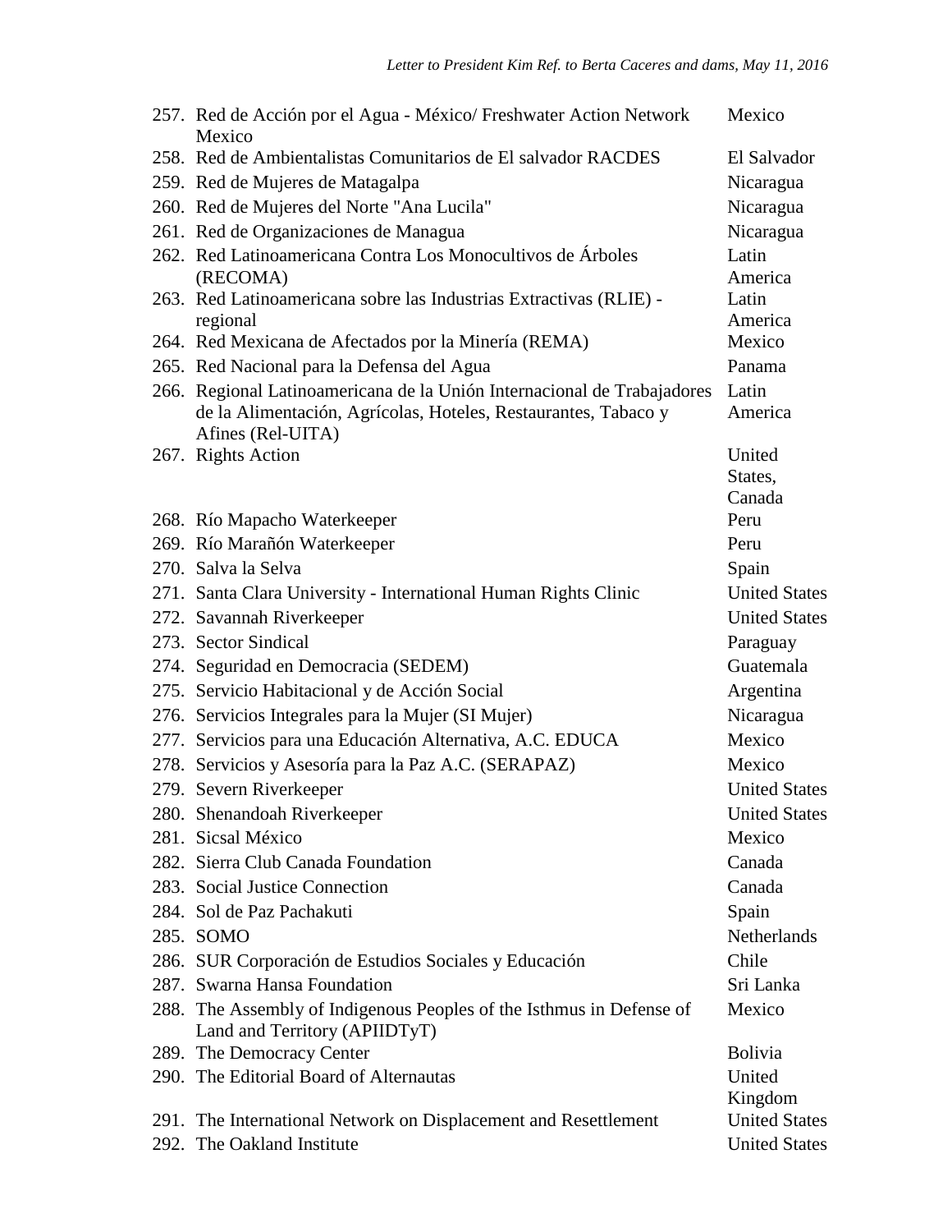| | | |
|---|---|---|
| 257. | Red de Acción por el Agua - México/ Freshwater Action Network Mexico | Mexico |
| 258. | Red de Ambientalistas Comunitarios de El salvador RACDES | El Salvador |
| 259. | Red de Mujeres de Matagalpa | Nicaragua |
| 260. | Red de Mujeres del Norte "Ana Lucila" | Nicaragua |
| 261. | Red de Organizaciones de Managua | Nicaragua |
| 262. | Red Latinoamericana Contra Los Monocultivos de Árboles (RECOMA) | Latin America |
| 263. | Red Latinoamericana sobre las Industrias Extractivas (RLIE) - regional | Latin America |
| 264. | Red Mexicana de Afectados por la Minería (REMA) | Mexico |
| 265. | Red Nacional para la Defensa del Agua | Panama |
| 266. | Regional Latinoamericana de la Unión Internacional de Trabajadores de la Alimentación, Agrícolas, Hoteles, Restaurantes, Tabaco y Afines (Rel-UITA) | Latin America |
| 267. | Rights Action | United States, Canada |
| 268. | Río Mapacho Waterkeeper | Peru |
| 269. | Río Marañón Waterkeeper | Peru |
| 270. | Salva la Selva | Spain |
| 271. | Santa Clara University - International Human Rights Clinic | United States |
| 272. | Savannah Riverkeeper | United States |
| 273. | Sector Sindical | Paraguay |
| 274. | Seguridad en Democracia (SEDEM) | Guatemala |
| 275. | Servicio Habitacional y de Acción Social | Argentina |
| 276. | Servicios Integrales para la Mujer (SI Mujer) | Nicaragua |
| 277. | Servicios para una Educación Alternativa, A.C. EDUCA | Mexico |
| 278. | Servicios y Asesoría para la Paz A.C. (SERAPAZ) | Mexico |
| 279. | Severn Riverkeeper | United States |
| 280. | Shenandoah Riverkeeper | United States |
| 281. | Sicsal México | Mexico |
| 282. | Sierra Club Canada Foundation | Canada |
| 283. | Social Justice Connection | Canada |
| 284. | Sol de Paz Pachakuti | Spain |
| 285. | SOMO | Netherlands |
| 286. | SUR Corporación de Estudios Sociales y Educación | Chile |
| 287. | Swarna Hansa Foundation | Sri Lanka |
| 288. | The Assembly of Indigenous Peoples of the Isthmus in Defense of Land and Territory (APIIDTyT) | Mexico |
| 289. | The Democracy Center | Bolivia |
| 290. | The Editorial Board of Alternautas | United Kingdom |
| 291. | The International Network on Displacement and Resettlement | United States |
| 292. | The Oakland Institute | United States |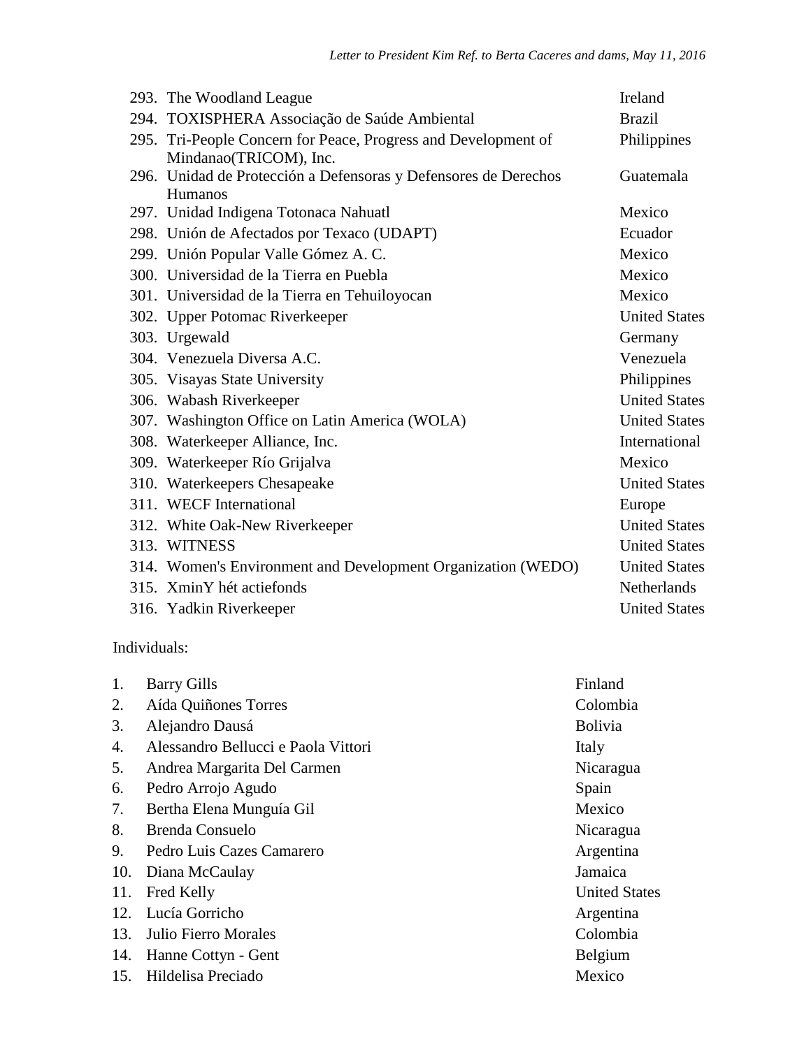| | | |
|---|---|---|
| 293. | The Woodland League | Ireland |
| 294. | TOXISPHERA Associação de Saúde Ambiental | Brazil |
| 295. | Tri-People Concern for Peace, Progress and Development of Mindanao(TRICOM), Inc. | Philippines |
| 296. | Unidad de Protección a Defensoras y Defensores de Derechos Humanos | Guatemala |
| 297. | Unidad Indigena Totonaca Nahuatl | Mexico |
| 298. | Unión de Afectados por Texaco (UDAPT) | Ecuador |
| 299. | Unión Popular Valle Gómez A. C. | Mexico |
| 300. | Universidad de la Tierra en Puebla | Mexico |
| 301. | Universidad de la Tierra en Tehuiloyocan | Mexico |
| 302. | Upper Potomac Riverkeeper | United States |
| 303. | Urgewald | Germany |
| 304. | Venezuela Diversa A.C. | Venezuela |
| 305. | Visayas State University | Philippines |
| 306. | Wabash Riverkeeper | United States |
| 307. | Washington Office on Latin America (WOLA) | United States |
| 308. | Waterkeeper Alliance, Inc. | International |
| 309. | Waterkeeper Río Grijalva | Mexico |
| 310. | Waterkeepers Chesapeake | United States |
| 311. | WECF International | Europe |
| 312. | White Oak-New Riverkeeper | United States |
| 313. | WITNESS | United States |
| 314. | Women's Environment and Development Organization (WEDO) | United States |
| 315. | XminY hét actiefonds | Netherlands |
| 316. | Yadkin Riverkeeper | United States |

Individuals:

| | | |
|---|---|---|
| 1. | Barry Gills | Finland |
| 2. | Aída Quiñones Torres | Colombia |
| 3. | Alejandro Dausá | Bolivia |
| 4. | Alessandro Bellucci e Paola Vittori | Italy |
| 5. | Andrea Margarita Del Carmen | Nicaragua |
| 6. | Pedro Arrojo Agudo | Spain |
| 7. | Bertha Elena Munguía Gil | Mexico |
| 8. | Brenda Consuelo | Nicaragua |
| 9. | Pedro Luis Cazes Camarero | Argentina |
| 10. | Diana McCaulay | Jamaica |
| 11. | Fred Kelly | United States |
| 12. | Lucía Gorricho | Argentina |
| 13. | Julio Fierro Morales | Colombia |
| 14. | Hanne Cottyn - Gent | Belgium |
| 15. | Hildelisa Preciado | Mexico |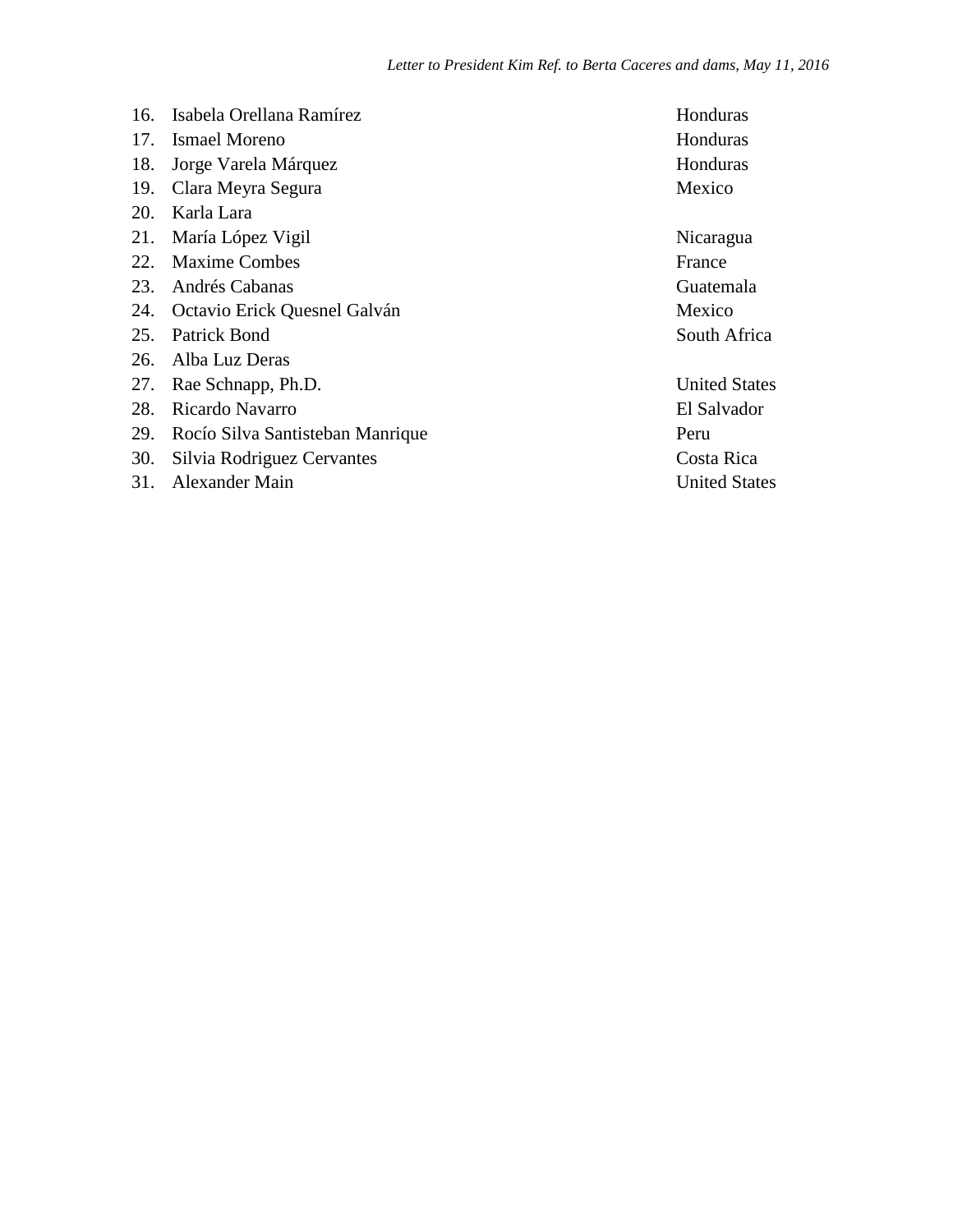| | | |
|---|---|---|
| 16. | Isabela Orellana Ramírez | Honduras |
| 17. | Ismael Moreno | Honduras |
| 18. | Jorge Varela Márquez | Honduras |
| 19. | Clara Meyra Segura | Mexico |
| 20. | Karla Lara | |
| 21. | María López Vigil | Nicaragua |
| 22. | Maxime Combes | France |
| 23. | Andrés Cabanas | Guatemala |
| 24. | Octavio Erick Quesnel Galván | Mexico |
| 25. | Patrick Bond | South Africa |
| 26. | Alba Luz Deras | |
| 27. | Rae Schnapp, Ph.D. | United States |
| 28. | Ricardo Navarro | El Salvador |
| 29. | Rocío Silva Santisteban Manrique | Peru |
| 30. | Silvia Rodriguez Cervantes | Costa Rica |
| 31. | Alexander Main | United States |